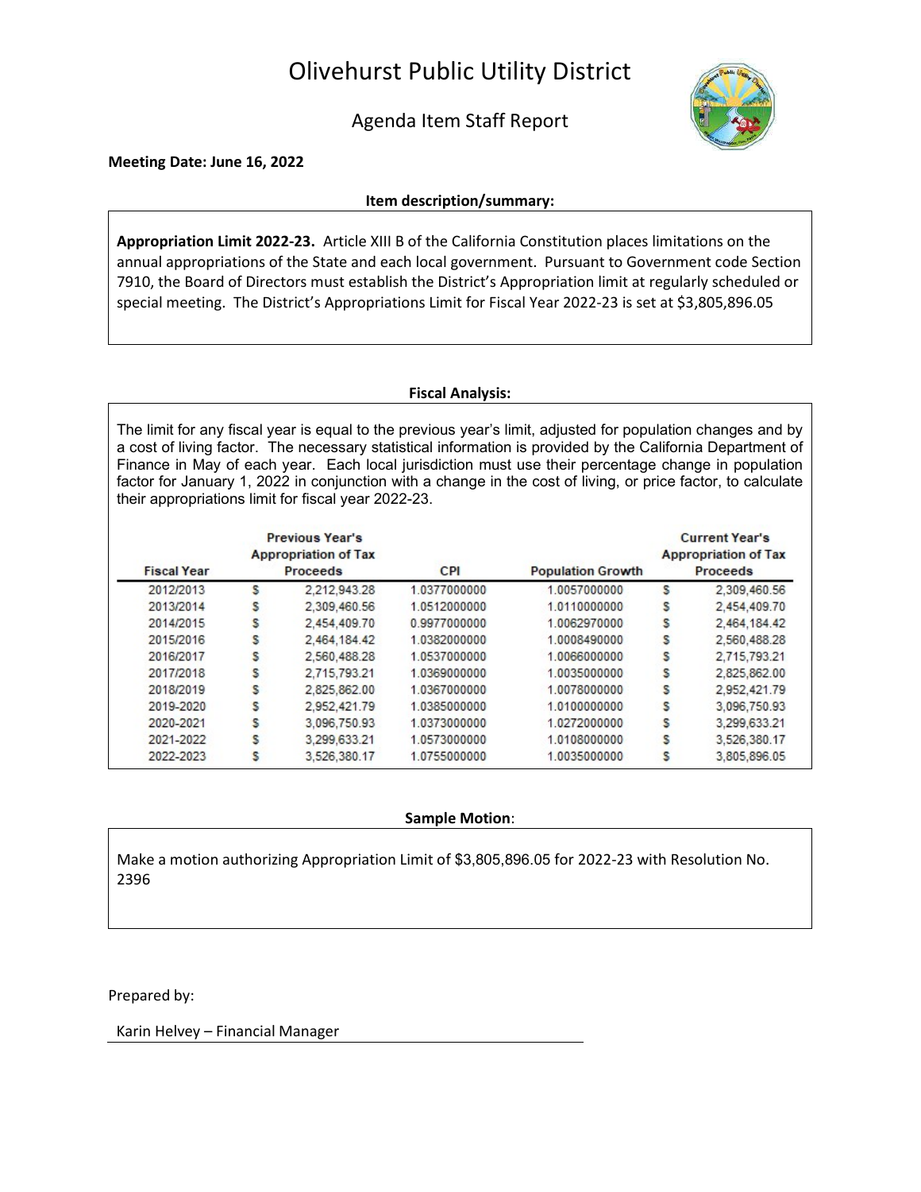# Olivehurst Public Utility District

## Agenda Item Staff Report

**Meeting Date: June 16, 2022**

**Item description/summary:**

**Appropriation Limit 2022-23.** Article XIII B of the California Constitution places limitations on the annual appropriations of the State and each local government. Pursuant to Government code Section 7910, the Board of Directors must establish the District's Appropriation limit at regularly scheduled or special meeting. The District's Appropriations Limit for Fiscal Year 2022-23 is set at $3,805,896.05

**Fiscal Analysis:**

The limit for any fiscal year is equal to the previous year's limit, adjusted for population changes and by a cost of living factor. The necessary statistical information is provided by the California Department of Finance in May of each year. Each local jurisdiction must use their percentage change in population factor for January 1, 2022 in conjunction with a change in the cost of living, or price factor, to calculate their appropriations limit for fiscal year 2022-23.

| Fiscal Year | Previous Year's Appropriation of Tax Proceeds | CPI | Population Growth | Current Year's Appropriation of Tax Proceeds |
|---|---|---|---|---|
| 2012/2013 | $ 2,212,943.28 | 1.0377000000 | 1.0057000000 | $ 2,309,460.56 |
| 2013/2014 | $ 2,309,460.56 | 1.0512000000 | 1.0110000000 | $ 2,454,409.70 |
| 2014/2015 | $ 2,454,409.70 | 0.9977000000 | 1.0062970000 | $ 2,464,184.42 |
| 2015/2016 | $ 2,464,184.42 | 1.0382000000 | 1.0008490000 | $ 2,560,488.28 |
| 2016/2017 | $ 2,560,488.28 | 1.0537000000 | 1.0066000000 | $ 2,715,793.21 |
| 2017/2018 | $ 2,715,793.21 | 1.0369000000 | 1.0035000000 | $ 2,825,862.00 |
| 2018/2019 | $ 2,825,862.00 | 1.0367000000 | 1.0078000000 | $ 2,952,421.79 |
| 2019-2020 | $ 2,952,421.79 | 1.0385000000 | 1.0100000000 | $ 3,096,750.93 |
| 2020-2021 | $ 3,096,750.93 | 1.0373000000 | 1.0272000000 | $ 3,299,633.21 |
| 2021-2022 | $ 3,299,633.21 | 1.0573000000 | 1.0108000000 | $ 3,526,380.17 |
| 2022-2023 | $ 3,526,380.17 | 1.0755000000 | 1.0035000000 | $ 3,805,896.05 |

**Sample Motion**:

Make a motion authorizing Appropriation Limit of $3,805,896.05 for 2022-23 with Resolution No. 2396

Prepared by:

Karin Helvey – Financial Manager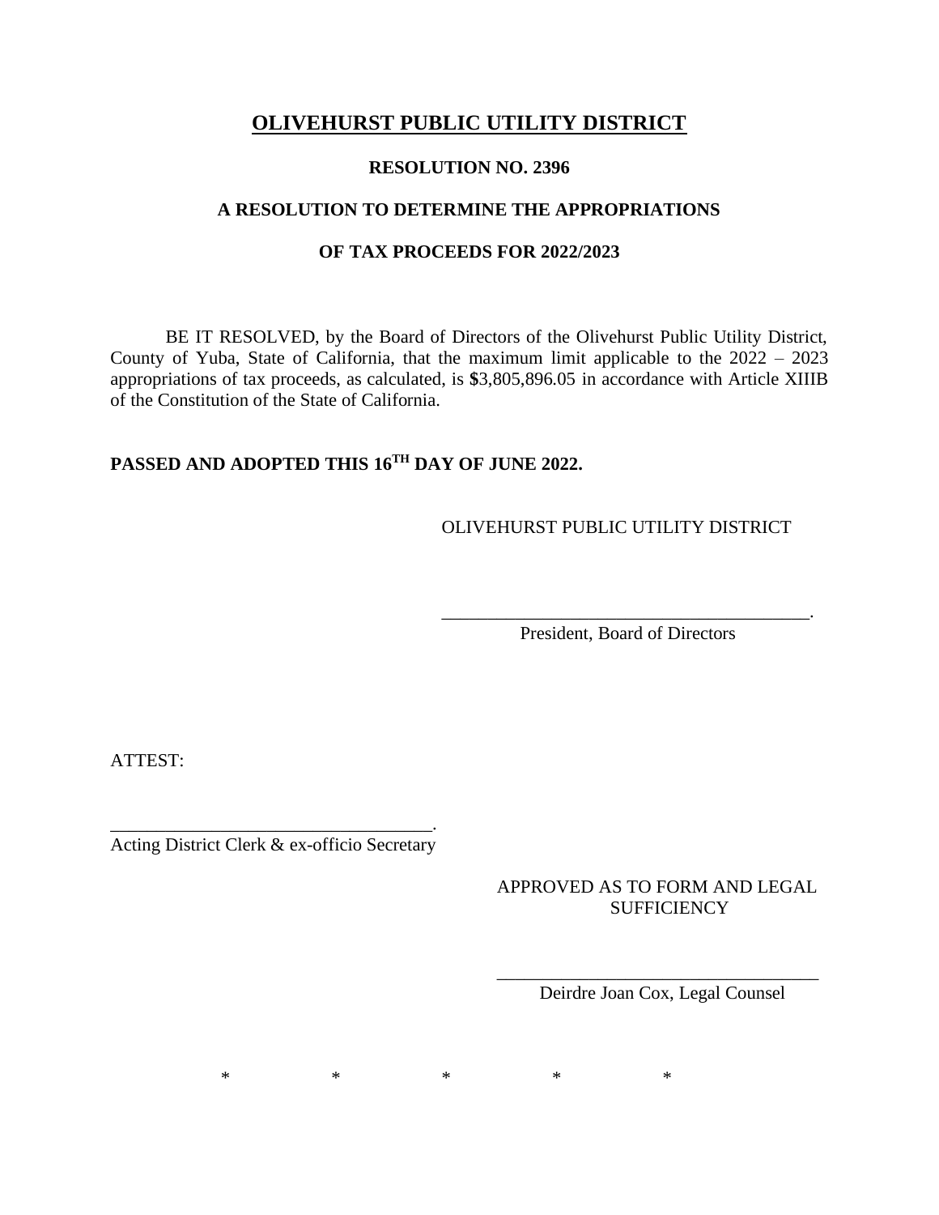# **OLIVEHURST PUBLIC UTILITY DISTRICT**

**RESOLUTION NO. 2396**

**A RESOLUTION TO DETERMINE THE APPROPRIATIONS**

**OF TAX PROCEEDS FOR 2022/2023**

BE IT RESOLVED, by the Board of Directors of the Olivehurst Public Utility District, County of Yuba, State of California, that the maximum limit applicable to the 2022 – 2023 appropriations of tax proceeds, as calculated, is **$**3,805,896.05 in accordance with Article XIIIB of the Constitution of the State of California.

**PASSED AND ADOPTED THIS 16TH DAY OF JUNE 2022.**

OLIVEHURST PUBLIC UTILITY DISTRICT

\_\_\_\_\_\_\_\_\_\_\_\_\_\_\_\_\_\_\_\_\_\_\_\_\_\_\_\_\_\_\_\_\_\_\_\_\_\_\_\_.
President, Board of Directors

ATTEST:

\_\_\_\_\_\_\_\_\_\_\_\_\_\_\_\_\_\_\_\_\_\_\_\_\_\_\_\_\_\_\_\_\_\_\_.
Acting District Clerk & ex-officio Secretary

APPROVED AS TO FORM AND LEGAL SUFFICIENCY

\_\_\_\_\_\_\_\_\_\_\_\_\_\_\_\_\_\_\_\_\_\_\_\_\_\_\_\_\_\_\_\_\_\_\_\_
Deirdre Joan Cox, Legal Counsel

\*   \*   \*   \*   \*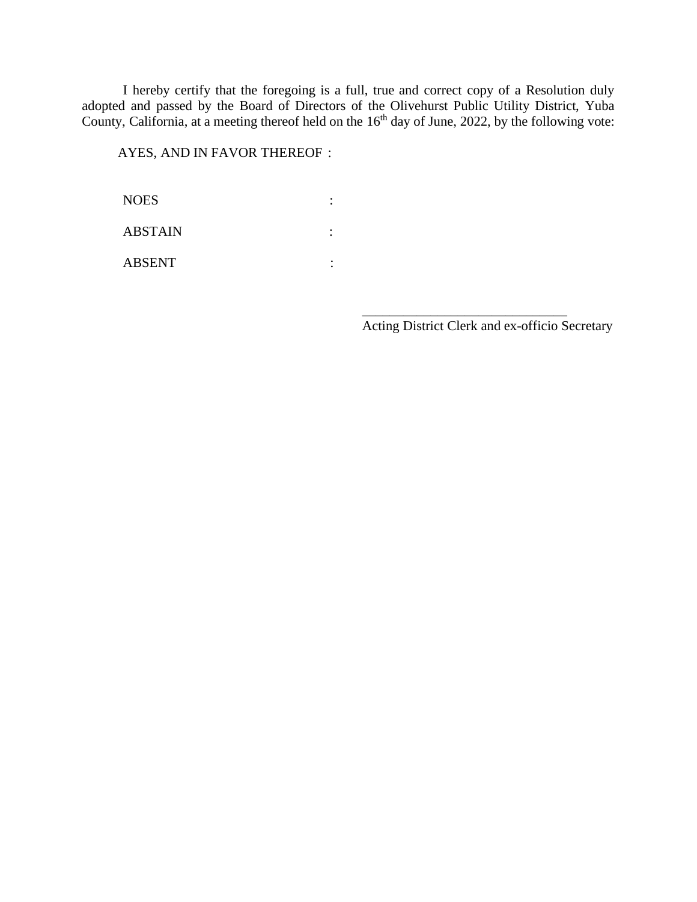I hereby certify that the foregoing is a full, true and correct copy of a Resolution duly adopted and passed by the Board of Directors of the Olivehurst Public Utility District, Yuba County, California, at a meeting thereof held on the 16th day of June, 2022, by the following vote:

AYES, AND IN FAVOR THEREOF :

NOES :

ABSTAIN :

ABSENT :

_______________________________
Acting District Clerk and ex-officio Secretary